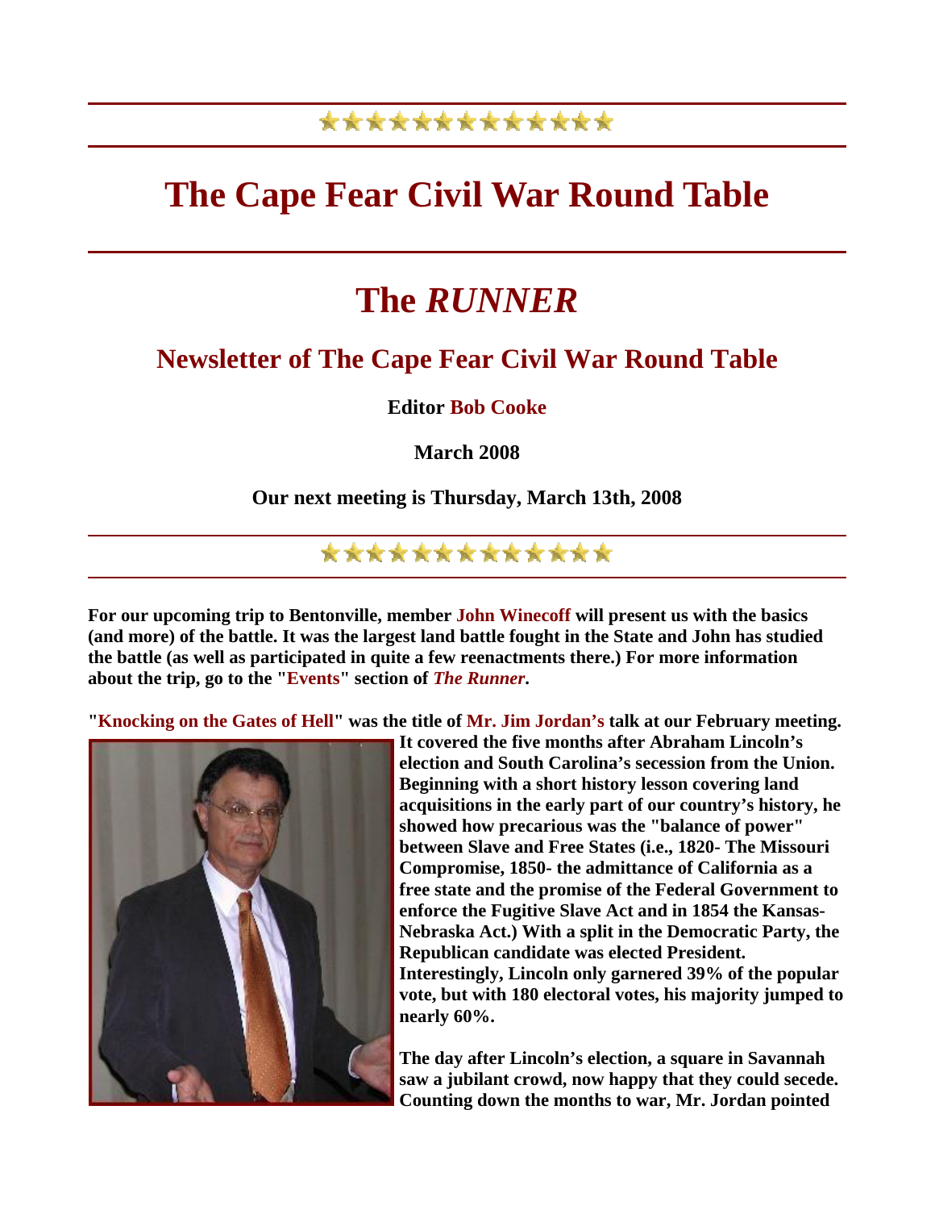# The Cape Fear Civil War Round Table

# The *RUNNER*

## Newsletter of The Cape Fear Civil War Round Table

**Editor Bob Cooke**

**March 2008**

**Our next meeting is Thursday, March 13th, 2008**

**For our upcoming trip to Bentonville, member John Winecoff will present us with the basics (and more) of the battle. It was the largest land battle fought in the State and John has studied the battle (as well as participated in quite a few reenactments there.) For more information about the trip, go to the "Events" section of *The Runner*.**

**"Knocking on the Gates of Hell" was the title of Mr. Jim Jordan's talk at our February meeting. It covered the five months after Abraham Lincoln's election and South Carolina's secession from the Union. Beginning with a short history lesson covering land acquisitions in the early part of our country's history, he showed how precarious was the "balance of power" between Slave and Free States (i.e., 1820- The Missouri Compromise, 1850- the admittance of California as a free state and the promise of the Federal Government to enforce the Fugitive Slave Act and in 1854 the Kansas-Nebraska Act.) With a split in the Democratic Party, the Republican candidate was elected President. Interestingly, Lincoln only garnered 39% of the popular vote, but with 180 electoral votes, his majority jumped to nearly 60%.**

**The day after Lincoln's election, a square in Savannah saw a jubilant crowd, now happy that they could secede. Counting down the months to war, Mr. Jordan pointed**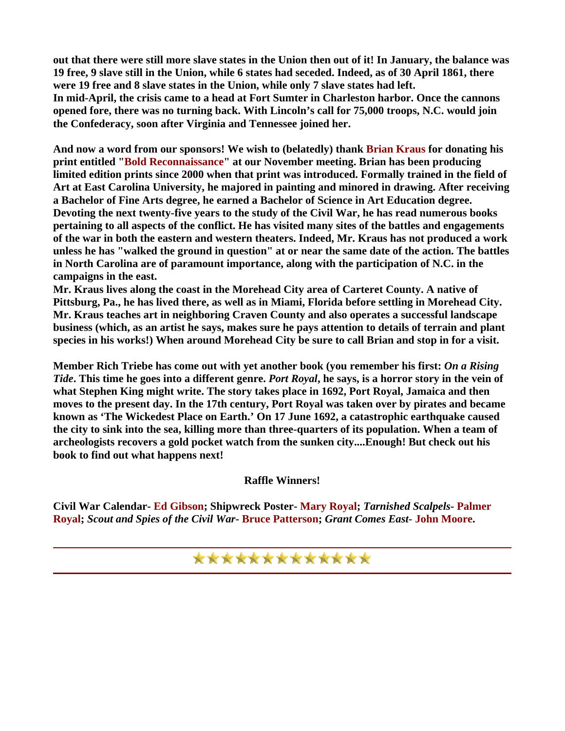**out that there were still more slave states in the Union then out of it! In January, the balance was 19 free, 9 slave still in the Union, while 6 states had seceded. Indeed, as of 30 April 1861, there were 19 free and 8 slave states in the Union, while only 7 slave states had left.**
**In mid-April, the crisis came to a head at Fort Sumter in Charleston harbor. Once the cannons opened fore, there was no turning back. With Lincoln's call for 75,000 troops, N.C. would join the Confederacy, soon after Virginia and Tennessee joined her.**

**And now a word from our sponsors! We wish to (belatedly) thank Brian Kraus for donating his print entitled "Bold Reconnaissance" at our November meeting. Brian has been producing limited edition prints since 2000 when that print was introduced. Formally trained in the field of Art at East Carolina University, he majored in painting and minored in drawing. After receiving a Bachelor of Fine Arts degree, he earned a Bachelor of Science in Art Education degree. Devoting the next twenty-five years to the study of the Civil War, he has read numerous books pertaining to all aspects of the conflict. He has visited many sites of the battles and engagements of the war in both the eastern and western theaters. Indeed, Mr. Kraus has not produced a work unless he has "walked the ground in question" at or near the same date of the action. The battles in North Carolina are of paramount importance, along with the participation of N.C. in the campaigns in the east.**
**Mr. Kraus lives along the coast in the Morehead City area of Carteret County. A native of Pittsburg, Pa., he has lived there, as well as in Miami, Florida before settling in Morehead City. Mr. Kraus teaches art in neighboring Craven County and also operates a successful landscape business (which, as an artist he says, makes sure he pays attention to details of terrain and plant species in his works!) When around Morehead City be sure to call Brian and stop in for a visit.**

**Member Rich Triebe has come out with yet another book (you remember his first: *On a Rising Tide*. This time he goes into a different genre. *Port Royal*, he says, is a horror story in the vein of what Stephen King might write. The story takes place in 1692, Port Royal, Jamaica and then moves to the present day. In the 17th century, Port Royal was taken over by pirates and became known as 'The Wickedest Place on Earth.' On 17 June 1692, a catastrophic earthquake caused the city to sink into the sea, killing more than three-quarters of its population. When a team of archeologists recovers a gold pocket watch from the sunken city....Enough! But check out his book to find out what happens next!**

**Raffle Winners!**

**Civil War Calendar- Ed Gibson; Shipwreck Poster- Mary Royal; *Tarnished Scalpels*- Palmer Royal; *Scout and Spies of the Civil War*- Bruce Patterson; *Grant Comes East*- John Moore.**